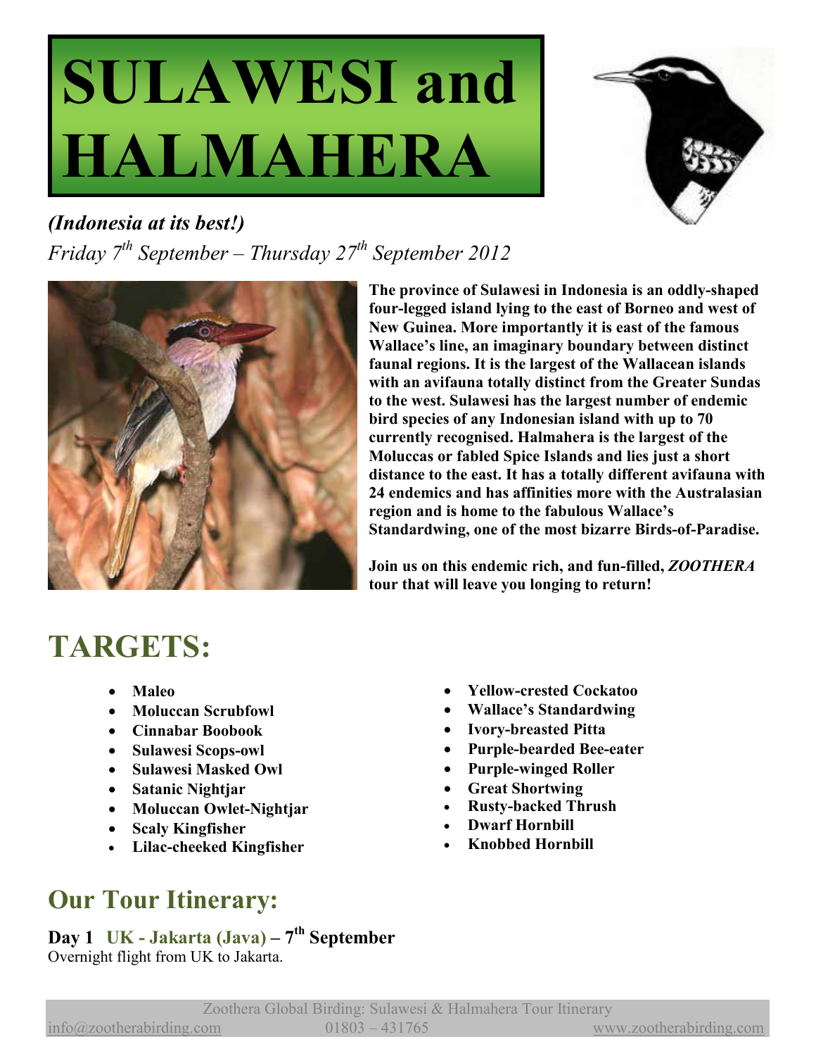# SULAWESI and HALMAHERA

*(Indonesia at its best!)*

*Friday 7th September – Thursday 27th September 2012*

**The province of Sulawesi in Indonesia is an oddly-shaped four-legged island lying to the east of Borneo and west of New Guinea. More importantly it is east of the famous Wallace's line, an imaginary boundary between distinct faunal regions. It is the largest of the Wallacean islands with an avifauna totally distinct from the Greater Sundas to the west. Sulawesi has the largest number of endemic bird species of any Indonesian island with up to 70 currently recognised. Halmahera is the largest of the Moluccas or fabled Spice Islands and lies just a short distance to the east. It has a totally different avifauna with 24 endemics and has affinities more with the Australasian region and is home to the fabulous Wallace's Standardwing, one of the most bizarre Birds-of-Paradise.**

**Join us on this endemic rich, and fun-filled, *ZOOTHERA* tour that will leave you longing to return!**

## TARGETS:

- **Maleo**
- **Moluccan Scrubfowl**
- **Cinnabar Boobook**
- **Sulawesi Scops-owl**
- **Sulawesi Masked Owl**
- **Satanic Nightjar**
- **Moluccan Owlet-Nightjar**
- **Scaly Kingfisher**
- **Lilac-cheeked Kingfisher**
- **Yellow-crested Cockatoo**
- **Wallace's Standardwing**
- **Ivory-breasted Pitta**
- **Purple-bearded Bee-eater**
- **Purple-winged Roller**
- **Great Shortwing**
- **Rusty-backed Thrush**
- **Dwarf Hornbill**
- **Knobbed Hornbill**

## Our Tour Itinerary:

### Day 1 UK - Jakarta (Java) – 7th September

Overnight flight from UK to Jakarta.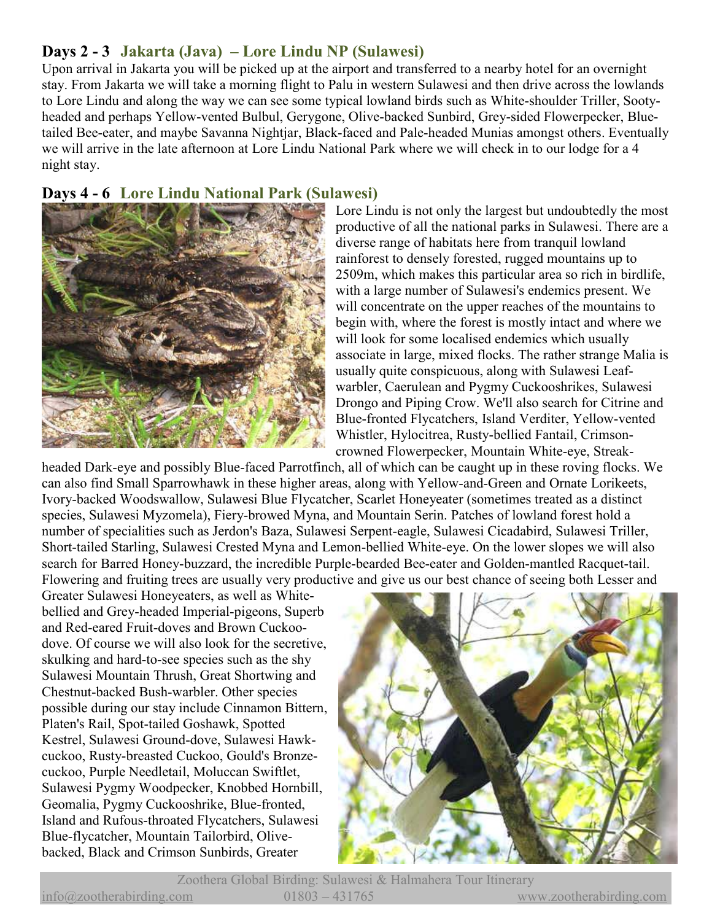## Days 2 - 3 Jakarta (Java) – Lore Lindu NP (Sulawesi)

Upon arrival in Jakarta you will be picked up at the airport and transferred to a nearby hotel for an overnight stay. From Jakarta we will take a morning flight to Palu in western Sulawesi and then drive across the lowlands to Lore Lindu and along the way we can see some typical lowland birds such as White-shoulder Triller, Sooty-headed and perhaps Yellow-vented Bulbul, Gerygone, Olive-backed Sunbird, Grey-sided Flowerpecker, Blue-tailed Bee-eater, and maybe Savanna Nightjar, Black-faced and Pale-headed Munias amongst others. Eventually we will arrive in the late afternoon at Lore Lindu National Park where we will check in to our lodge for a 4 night stay.

## Days 4 - 6 Lore Lindu National Park (Sulawesi)

Lore Lindu is not only the largest but undoubtedly the most productive of all the national parks in Sulawesi. There are a diverse range of habitats here from tranquil lowland rainforest to densely forested, rugged mountains up to 2509m, which makes this particular area so rich in birdlife, with a large number of Sulawesi's endemics present. We will concentrate on the upper reaches of the mountains to begin with, where the forest is mostly intact and where we will look for some localised endemics which usually associate in large, mixed flocks. The rather strange Malia is usually quite conspicuous, along with Sulawesi Leaf-warbler, Caerulean and Pygmy Cuckooshrikes, Sulawesi Drongo and Piping Crow. We'll also search for Citrine and Blue-fronted Flycatchers, Island Verditer, Yellow-vented Whistler, Hylocitrea, Rusty-bellied Fantail, Crimson-crowned Flowerpecker, Mountain White-eye, Streak-headed Dark-eye and possibly Blue-faced Parrotfinch, all of which can be caught up in these roving flocks. We can also find Small Sparrowhawk in these higher areas, along with Yellow-and-Green and Ornate Lorikeets, Ivory-backed Woodswallow, Sulawesi Blue Flycatcher, Scarlet Honeyeater (sometimes treated as a distinct species, Sulawesi Myzomela), Fiery-browed Myna, and Mountain Serin. Patches of lowland forest hold a number of specialities such as Jerdon's Baza, Sulawesi Serpent-eagle, Sulawesi Cicadabird, Sulawesi Triller, Short-tailed Starling, Sulawesi Crested Myna and Lemon-bellied White-eye. On the lower slopes we will also search for Barred Honey-buzzard, the incredible Purple-bearded Bee-eater and Golden-mantled Racquet-tail. Flowering and fruiting trees are usually very productive and give us our best chance of seeing both Lesser and Greater Sulawesi Honeyeaters, as well as White-bellied and Grey-headed Imperial-pigeons, Superb and Red-eared Fruit-doves and Brown Cuckoo-dove. Of course we will also look for the secretive, skulking and hard-to-see species such as the shy Sulawesi Mountain Thrush, Great Shortwing and Chestnut-backed Bush-warbler. Other species possible during our stay include Cinnamon Bittern, Platen's Rail, Spot-tailed Goshawk, Spotted Kestrel, Sulawesi Ground-dove, Sulawesi Hawk-cuckoo, Rusty-breasted Cuckoo, Gould's Bronze-cuckoo, Purple Needletail, Moluccan Swiftlet, Sulawesi Pygmy Woodpecker, Knobbed Hornbill, Geomalia, Pygmy Cuckooshrike, Blue-fronted, Island and Rufous-throated Flycatchers, Sulawesi Blue-flycatcher, Mountain Tailorbird, Olive-backed, Black and Crimson Sunbirds, Greater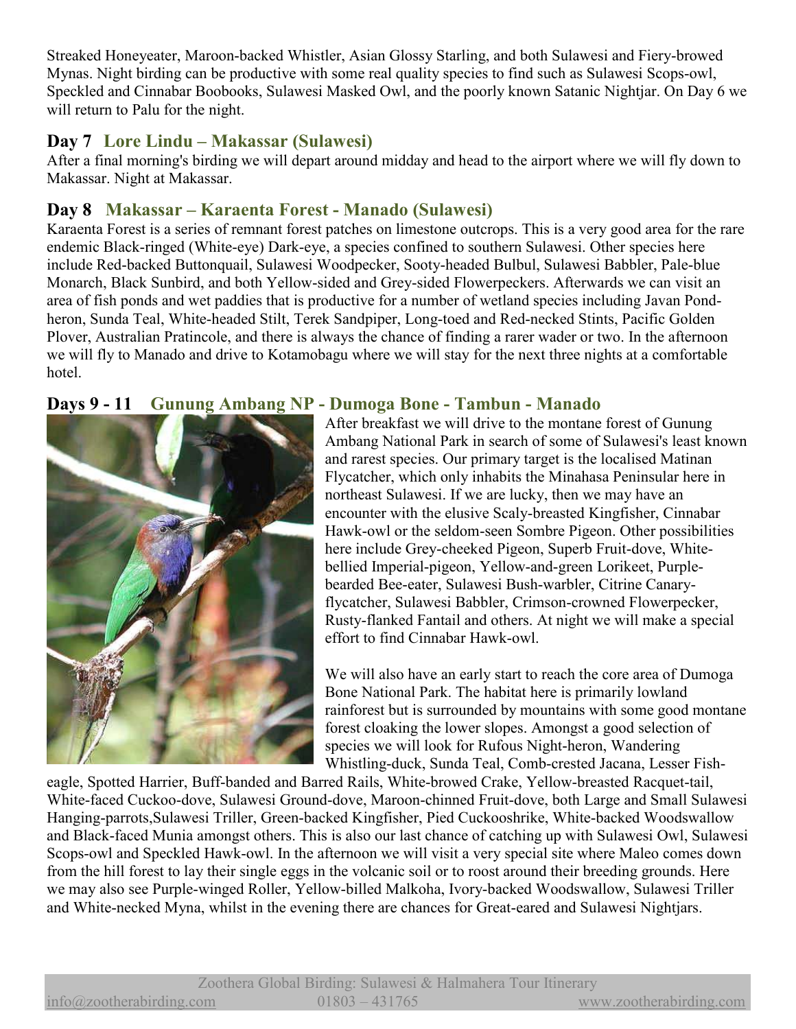Streaked Honeyeater, Maroon-backed Whistler, Asian Glossy Starling, and both Sulawesi and Fiery-browed Mynas. Night birding can be productive with some real quality species to find such as Sulawesi Scops-owl, Speckled and Cinnabar Boobooks, Sulawesi Masked Owl, and the poorly known Satanic Nightjar. On Day 6 we will return to Palu for the night.

## Day 7 Lore Lindu – Makassar (Sulawesi)

After a final morning's birding we will depart around midday and head to the airport where we will fly down to Makassar. Night at Makassar.

## Day 8 Makassar – Karaenta Forest - Manado (Sulawesi)

Karaenta Forest is a series of remnant forest patches on limestone outcrops. This is a very good area for the rare endemic Black-ringed (White-eye) Dark-eye, a species confined to southern Sulawesi. Other species here include Red-backed Buttonquail, Sulawesi Woodpecker, Sooty-headed Bulbul, Sulawesi Babbler, Pale-blue Monarch, Black Sunbird, and both Yellow-sided and Grey-sided Flowerpeckers. Afterwards we can visit an area of fish ponds and wet paddies that is productive for a number of wetland species including Javan Pond-heron, Sunda Teal, White-headed Stilt, Terek Sandpiper, Long-toed and Red-necked Stints, Pacific Golden Plover, Australian Pratincole, and there is always the chance of finding a rarer wader or two. In the afternoon we will fly to Manado and drive to Kotamobagu where we will stay for the next three nights at a comfortable hotel.

## Days 9 - 11 Gunung Ambang NP - Dumoga Bone - Tambun - Manado

After breakfast we will drive to the montane forest of Gunung Ambang National Park in search of some of Sulawesi's least known and rarest species. Our primary target is the localised Matinan Flycatcher, which only inhabits the Minahasa Peninsular here in northeast Sulawesi. If we are lucky, then we may have an encounter with the elusive Scaly-breasted Kingfisher, Cinnabar Hawk-owl or the seldom-seen Sombre Pigeon. Other possibilities here include Grey-cheeked Pigeon, Superb Fruit-dove, White-bellied Imperial-pigeon, Yellow-and-green Lorikeet, Purple-bearded Bee-eater, Sulawesi Bush-warbler, Citrine Canary-flycatcher, Sulawesi Babbler, Crimson-crowned Flowerpecker, Rusty-flanked Fantail and others. At night we will make a special effort to find Cinnabar Hawk-owl.

We will also have an early start to reach the core area of Dumoga Bone National Park. The habitat here is primarily lowland rainforest but is surrounded by mountains with some good montane forest cloaking the lower slopes. Amongst a good selection of species we will look for Rufous Night-heron, Wandering Whistling-duck, Sunda Teal, Comb-crested Jacana, Lesser Fish-eagle, Spotted Harrier, Buff-banded and Barred Rails, White-browed Crake, Yellow-breasted Racquet-tail, White-faced Cuckoo-dove, Sulawesi Ground-dove, Maroon-chinned Fruit-dove, both Large and Small Sulawesi Hanging-parrots,Sulawesi Triller, Green-backed Kingfisher, Pied Cuckooshrike, White-backed Woodswallow and Black-faced Munia amongst others. This is also our last chance of catching up with Sulawesi Owl, Sulawesi Scops-owl and Speckled Hawk-owl. In the afternoon we will visit a very special site where Maleo comes down from the hill forest to lay their single eggs in the volcanic soil or to roost around their breeding grounds. Here we may also see Purple-winged Roller, Yellow-billed Malkoha, Ivory-backed Woodswallow, Sulawesi Triller and White-necked Myna, whilst in the evening there are chances for Great-eared and Sulawesi Nightjars.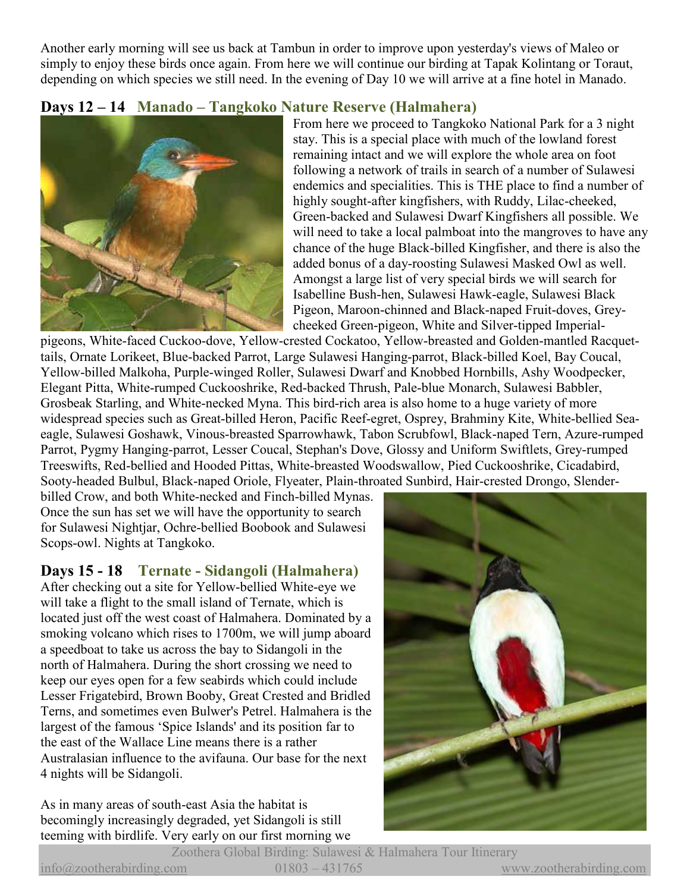Another early morning will see us back at Tambun in order to improve upon yesterday's views of Maleo or simply to enjoy these birds once again. From here we will continue our birding at Tapak Kolintang or Toraut, depending on which species we still need. In the evening of Day 10 we will arrive at a fine hotel in Manado.

## Days 12 – 14 Manado – Tangkoko Nature Reserve (Halmahera)

From here we proceed to Tangkoko National Park for a 3 night stay. This is a special place with much of the lowland forest remaining intact and we will explore the whole area on foot following a network of trails in search of a number of Sulawesi endemics and specialities. This is THE place to find a number of highly sought-after kingfishers, with Ruddy, Lilac-cheeked, Green-backed and Sulawesi Dwarf Kingfishers all possible. We will need to take a local palmboat into the mangroves to have any chance of the huge Black-billed Kingfisher, and there is also the added bonus of a day-roosting Sulawesi Masked Owl as well. Amongst a large list of very special birds we will search for Isabelline Bush-hen, Sulawesi Hawk-eagle, Sulawesi Black Pigeon, Maroon-chinned and Black-naped Fruit-doves, Grey-cheeked Green-pigeon, White and Silver-tipped Imperial-pigeons, White-faced Cuckoo-dove, Yellow-crested Cockatoo, Yellow-breasted and Golden-mantled Racquet-tails, Ornate Lorikeet, Blue-backed Parrot, Large Sulawesi Hanging-parrot, Black-billed Koel, Bay Coucal, Yellow-billed Malkoha, Purple-winged Roller, Sulawesi Dwarf and Knobbed Hornbills, Ashy Woodpecker, Elegant Pitta, White-rumped Cuckooshrike, Red-backed Thrush, Pale-blue Monarch, Sulawesi Babbler, Grosbeak Starling, and White-necked Myna. This bird-rich area is also home to a huge variety of more widespread species such as Great-billed Heron, Pacific Reef-egret, Osprey, Brahminy Kite, White-bellied Sea-eagle, Sulawesi Goshawk, Vinous-breasted Sparrowhawk, Tabon Scrubfowl, Black-naped Tern, Azure-rumped Parrot, Pygmy Hanging-parrot, Lesser Coucal, Stephan's Dove, Glossy and Uniform Swiftlets, Grey-rumped Treeswifts, Red-bellied and Hooded Pittas, White-breasted Woodswallow, Pied Cuckooshrike, Cicadabird, Sooty-headed Bulbul, Black-naped Oriole, Flyeater, Plain-throated Sunbird, Hair-crested Drongo, Slender-billed Crow, and both White-necked and Finch-billed Mynas. Once the sun has set we will have the opportunity to search for Sulawesi Nightjar, Ochre-bellied Boobook and Sulawesi Scops-owl. Nights at Tangkoko.

## Days 15 - 18 Ternate - Sidangoli (Halmahera)

After checking out a site for Yellow-bellied White-eye we will take a flight to the small island of Ternate, which is located just off the west coast of Halmahera. Dominated by a smoking volcano which rises to 1700m, we will jump aboard a speedboat to take us across the bay to Sidangoli in the north of Halmahera. During the short crossing we need to keep our eyes open for a few seabirds which could include Lesser Frigatebird, Brown Booby, Great Crested and Bridled Terns, and sometimes even Bulwer's Petrel. Halmahera is the largest of the famous 'Spice Islands' and its position far to the east of the Wallace Line means there is a rather Australasian influence to the avifauna. Our base for the next 4 nights will be Sidangoli.

As in many areas of south-east Asia the habitat is becomingly increasingly degraded, yet Sidangoli is still teeming with birdlife. Very early on our first morning we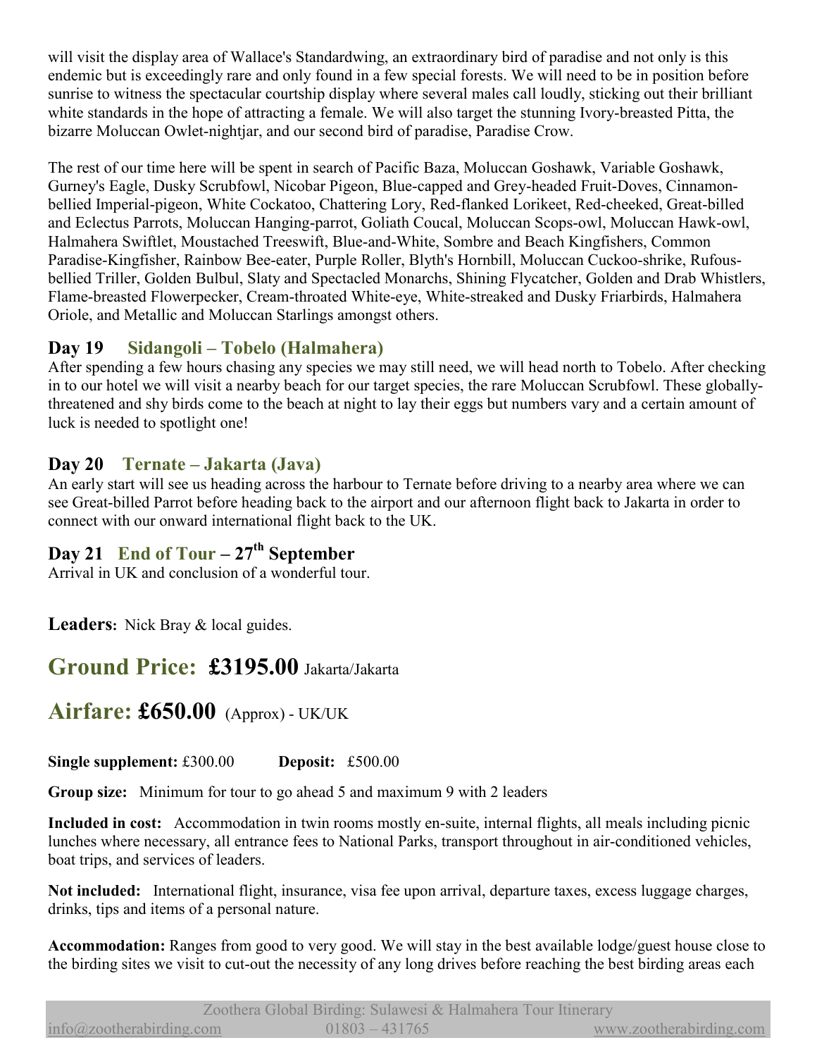will visit the display area of Wallace's Standardwing, an extraordinary bird of paradise and not only is this endemic but is exceedingly rare and only found in a few special forests. We will need to be in position before sunrise to witness the spectacular courtship display where several males call loudly, sticking out their brilliant white standards in the hope of attracting a female. We will also target the stunning Ivory-breasted Pitta, the bizarre Moluccan Owlet-nightjar, and our second bird of paradise, Paradise Crow.

The rest of our time here will be spent in search of Pacific Baza, Moluccan Goshawk, Variable Goshawk, Gurney's Eagle, Dusky Scrubfowl, Nicobar Pigeon, Blue-capped and Grey-headed Fruit-Doves, Cinnamon-bellied Imperial-pigeon, White Cockatoo, Chattering Lory, Red-flanked Lorikeet, Red-cheeked, Great-billed and Eclectus Parrots, Moluccan Hanging-parrot, Goliath Coucal, Moluccan Scops-owl, Moluccan Hawk-owl, Halmahera Swiftlet, Moustached Treeswift, Blue-and-White, Sombre and Beach Kingfishers, Common Paradise-Kingfisher, Rainbow Bee-eater, Purple Roller, Blyth's Hornbill, Moluccan Cuckoo-shrike, Rufous-bellied Triller, Golden Bulbul, Slaty and Spectacled Monarchs, Shining Flycatcher, Golden and Drab Whistlers, Flame-breasted Flowerpecker, Cream-throated White-eye, White-streaked and Dusky Friarbirds, Halmahera Oriole, and Metallic and Moluccan Starlings amongst others.

## Day 19 Sidangoli – Tobelo (Halmahera)

After spending a few hours chasing any species we may still need, we will head north to Tobelo. After checking in to our hotel we will visit a nearby beach for our target species, the rare Moluccan Scrubfowl. These globally-threatened and shy birds come to the beach at night to lay their eggs but numbers vary and a certain amount of luck is needed to spotlight one!

## Day 20 Ternate – Jakarta (Java)

An early start will see us heading across the harbour to Ternate before driving to a nearby area where we can see Great-billed Parrot before heading back to the airport and our afternoon flight back to Jakarta in order to connect with our onward international flight back to the UK.

## Day 21 End of Tour – 27th September

Arrival in UK and conclusion of a wonderful tour.

**Leaders:** Nick Bray & local guides.

## Ground Price: £3195.00 Jakarta/Jakarta

## Airfare: £650.00 (Approx) - UK/UK

**Single supplement:** £300.00 **Deposit:** £500.00

**Group size:** Minimum for tour to go ahead 5 and maximum 9 with 2 leaders

**Included in cost:** Accommodation in twin rooms mostly en-suite, internal flights, all meals including picnic lunches where necessary, all entrance fees to National Parks, transport throughout in air-conditioned vehicles, boat trips, and services of leaders.

**Not included:** International flight, insurance, visa fee upon arrival, departure taxes, excess luggage charges, drinks, tips and items of a personal nature.

**Accommodation:** Ranges from good to very good. We will stay in the best available lodge/guest house close to the birding sites we visit to cut-out the necessity of any long drives before reaching the best birding areas each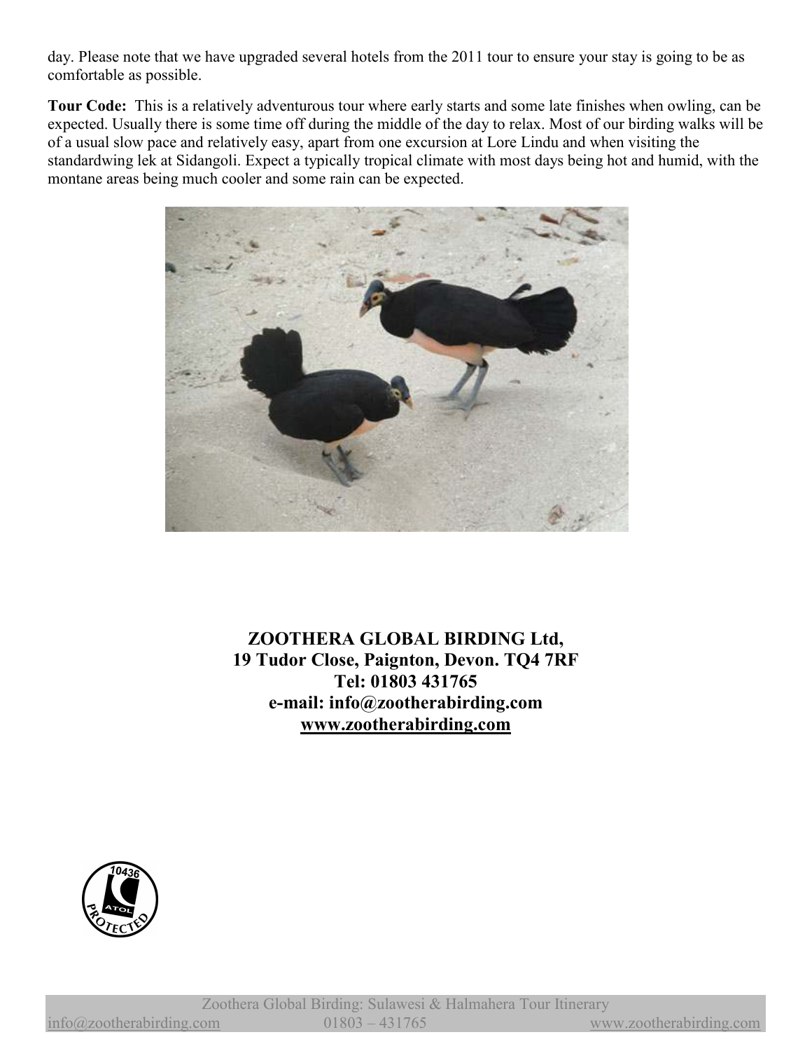day. Please note that we have upgraded several hotels from the 2011 tour to ensure your stay is going to be as comfortable as possible.

**Tour Code:** This is a relatively adventurous tour where early starts and some late finishes when owling, can be expected. Usually there is some time off during the middle of the day to relax. Most of our birding walks will be of a usual slow pace and relatively easy, apart from one excursion at Lore Lindu and when visiting the standardwing lek at Sidangoli. Expect a typically tropical climate with most days being hot and humid, with the montane areas being much cooler and some rain can be expected.

**ZOOTHERA GLOBAL BIRDING Ltd,**
**19 Tudor Close, Paignton, Devon. TQ4 7RF**
**Tel: 01803 431765**
**e-mail: info@zootherabirding.com**
**www.zootherabirding.com**